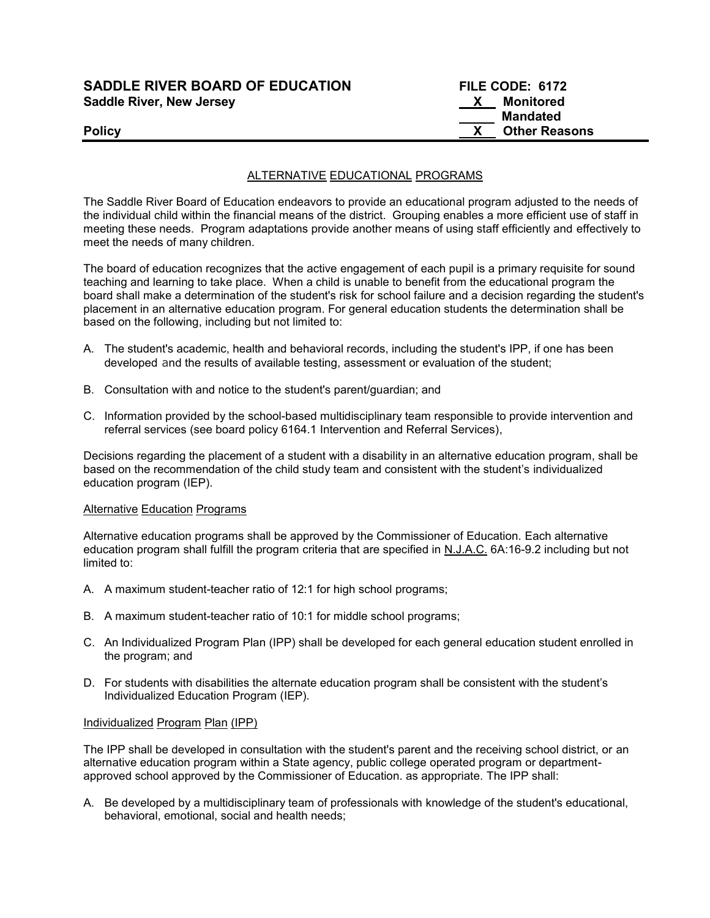**SADDLE RIVER BOARD OF EDUCATION**
**Saddle River, New Jersey**

**Policy**

**FILE CODE: 6172**
**X Monitored**
**Mandated**
**X Other Reasons**

---

ALTERNATIVE EDUCATIONAL PROGRAMS

The Saddle River Board of Education endeavors to provide an educational program adjusted to the needs of the individual child within the financial means of the district. Grouping enables a more efficient use of staff in meeting these needs. Program adaptations provide another means of using staff efficiently and effectively to meet the needs of many children.

The board of education recognizes that the active engagement of each pupil is a primary requisite for sound teaching and learning to take place. When a child is unable to benefit from the educational program the board shall make a determination of the student's risk for school failure and a decision regarding the student's placement in an alternative education program. For general education students the determination shall be based on the following, including but not limited to:

A. The student's academic, health and behavioral records, including the student's IPP, if one has been developed and the results of available testing, assessment or evaluation of the student;

B. Consultation with and notice to the student's parent/guardian; and

C. Information provided by the school-based multidisciplinary team responsible to provide intervention and referral services (see board policy 6164.1 Intervention and Referral Services),

Decisions regarding the placement of a student with a disability in an alternative education program, shall be based on the recommendation of the child study team and consistent with the student's individualized education program (IEP).

Alternative Education Programs

Alternative education programs shall be approved by the Commissioner of Education. Each alternative education program shall fulfill the program criteria that are specified in N.J.A.C. 6A:16-9.2 including but not limited to:

A. A maximum student-teacher ratio of 12:1 for high school programs;

B. A maximum student-teacher ratio of 10:1 for middle school programs;

C. An Individualized Program Plan (IPP) shall be developed for each general education student enrolled in the program; and

D. For students with disabilities the alternate education program shall be consistent with the student's Individualized Education Program (IEP).

Individualized Program Plan (IPP)

The IPP shall be developed in consultation with the student's parent and the receiving school district, or an alternative education program within a State agency, public college operated program or department-approved school approved by the Commissioner of Education. as appropriate. The IPP shall:

A. Be developed by a multidisciplinary team of professionals with knowledge of the student's educational, behavioral, emotional, social and health needs;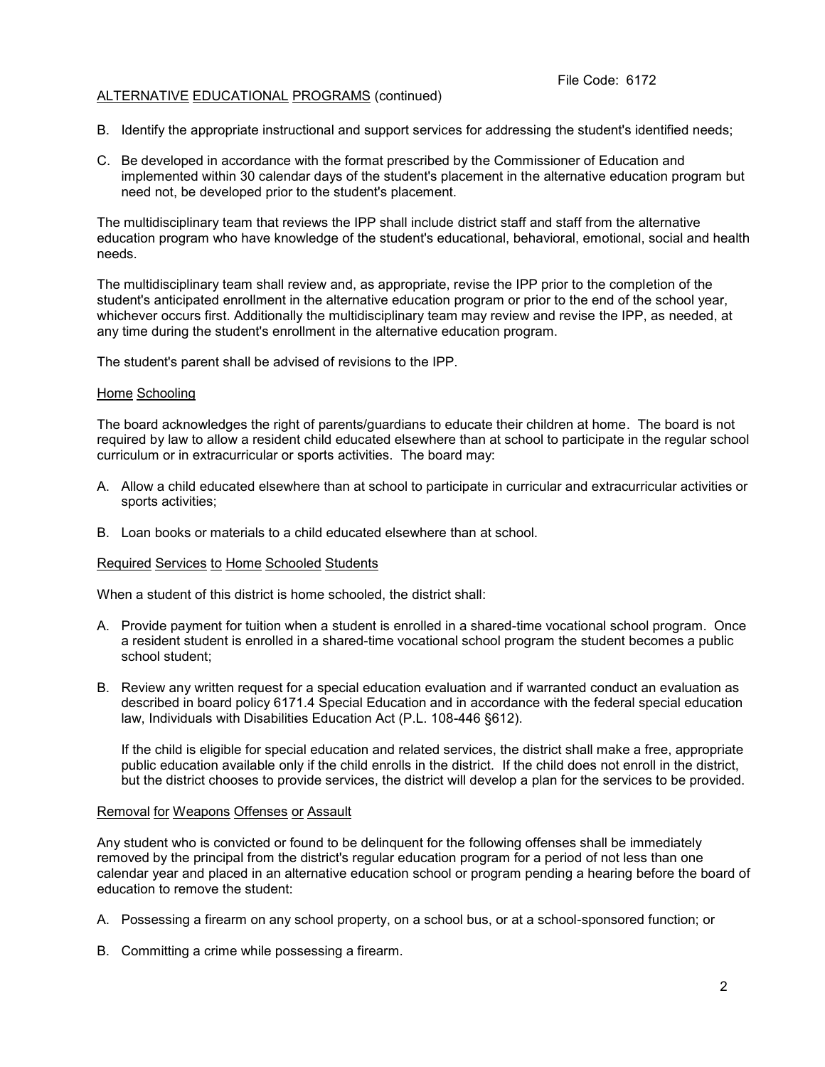ALTERNATIVE EDUCATIONAL PROGRAMS (continued)

B. Identify the appropriate instructional and support services for addressing the student's identified needs;

C. Be developed in accordance with the format prescribed by the Commissioner of Education and implemented within 30 calendar days of the student's placement in the alternative education program but need not, be developed prior to the student's placement.

The multidisciplinary team that reviews the IPP shall include district staff and staff from the alternative education program who have knowledge of the student's educational, behavioral, emotional, social and health needs.

The multidisciplinary team shall review and, as appropriate, revise the IPP prior to the completion of the student's anticipated enrollment in the alternative education program or prior to the end of the school year, whichever occurs first. Additionally the multidisciplinary team may review and revise the IPP, as needed, at any time during the student's enrollment in the alternative education program.

The student's parent shall be advised of revisions to the IPP.

Home Schooling

The board acknowledges the right of parents/guardians to educate their children at home. The board is not required by law to allow a resident child educated elsewhere than at school to participate in the regular school curriculum or in extracurricular or sports activities. The board may:

A. Allow a child educated elsewhere than at school to participate in curricular and extracurricular activities or sports activities;

B. Loan books or materials to a child educated elsewhere than at school.

Required Services to Home Schooled Students

When a student of this district is home schooled, the district shall:

A. Provide payment for tuition when a student is enrolled in a shared-time vocational school program. Once a resident student is enrolled in a shared-time vocational school program the student becomes a public school student;

B. Review any written request for a special education evaluation and if warranted conduct an evaluation as described in board policy 6171.4 Special Education and in accordance with the federal special education law, Individuals with Disabilities Education Act (P.L. 108-446 §612).

   If the child is eligible for special education and related services, the district shall make a free, appropriate public education available only if the child enrolls in the district. If the child does not enroll in the district, but the district chooses to provide services, the district will develop a plan for the services to be provided.

Removal for Weapons Offenses or Assault

Any student who is convicted or found to be delinquent for the following offenses shall be immediately removed by the principal from the district's regular education program for a period of not less than one calendar year and placed in an alternative education school or program pending a hearing before the board of education to remove the student:

A. Possessing a firearm on any school property, on a school bus, or at a school-sponsored function; or

B. Committing a crime while possessing a firearm.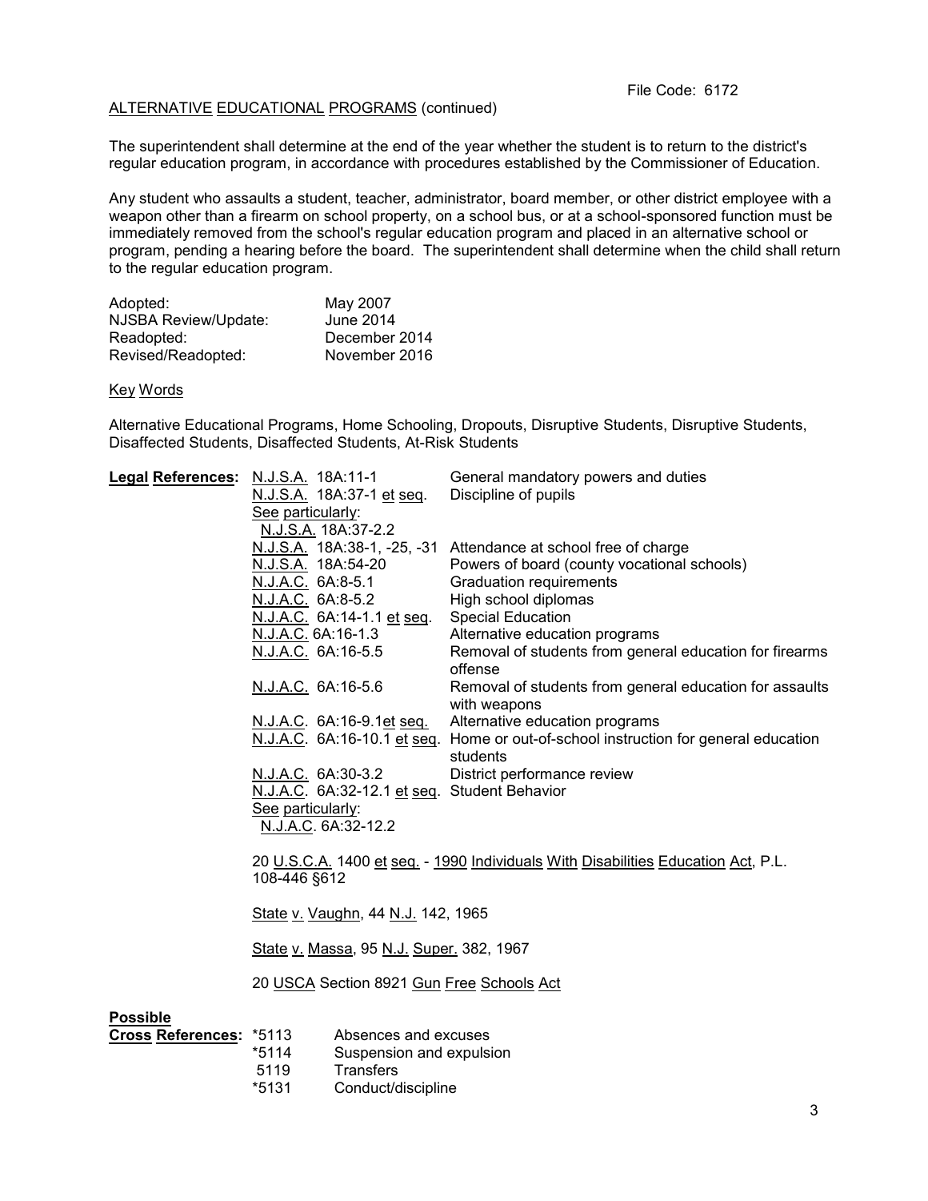File Code: 6172

ALTERNATIVE EDUCATIONAL PROGRAMS (continued)

The superintendent shall determine at the end of the year whether the student is to return to the district's regular education program, in accordance with procedures established by the Commissioner of Education.

Any student who assaults a student, teacher, administrator, board member, or other district employee with a weapon other than a firearm on school property, on a school bus, or at a school-sponsored function must be immediately removed from the school's regular education program and placed in an alternative school or program, pending a hearing before the board. The superintendent shall determine when the child shall return to the regular education program.

| | |
|---|---|
| Adopted: | May 2007 |
| NJSBA Review/Update: | June 2014 |
| Readopted: | December 2014 |
| Revised/Readopted: | November 2016 |

Key Words

Alternative Educational Programs, Home Schooling, Dropouts, Disruptive Students, Disruptive Students, Disaffected Students, Disaffected Students, At-Risk Students

**Legal References:**

| | |
|---|---|
| N.J.S.A. 18A:11-1 | General mandatory powers and duties |
| N.J.S.A. 18A:37-1 et seq. | Discipline of pupils |
| See particularly: N.J.S.A. 18A:37-2.2 | |
| N.J.S.A. 18A:38-1, -25, -31 | Attendance at school free of charge |
| N.J.S.A. 18A:54-20 | Powers of board (county vocational schools) |
| N.J.A.C. 6A:8-5.1 | Graduation requirements |
| N.J.A.C. 6A:8-5.2 | High school diplomas |
| N.J.A.C. 6A:14-1.1 et seq. | Special Education |
| N.J.A.C. 6A:16-1.3 | Alternative education programs |
| N.J.A.C. 6A:16-5.5 | Removal of students from general education for firearms offense |
| N.J.A.C. 6A:16-5.6 | Removal of students from general education for assaults with weapons |
| N.J.A.C. 6A:16-9.1et seq. | Alternative education programs |
| N.J.A.C. 6A:16-10.1 et seq. | Home or out-of-school instruction for general education students |
| N.J.A.C. 6A:30-3.2 | District performance review |
| N.J.A.C. 6A:32-12.1 et seq. | Student Behavior |
| See particularly: N.J.A.C. 6A:32-12.2 | |

20 U.S.C.A. 1400 et seq. - 1990 Individuals With Disabilities Education Act, P.L. 108-446 §612

State v. Vaughn, 44 N.J. 142, 1965

State v. Massa, 95 N.J. Super. 382, 1967

20 USCA Section 8921 Gun Free Schools Act

**Possible Cross References:**

| | |
|---|---|
| *5113 | Absences and excuses |
| *5114 | Suspension and expulsion |
| 5119 | Transfers |
| *5131 | Conduct/discipline |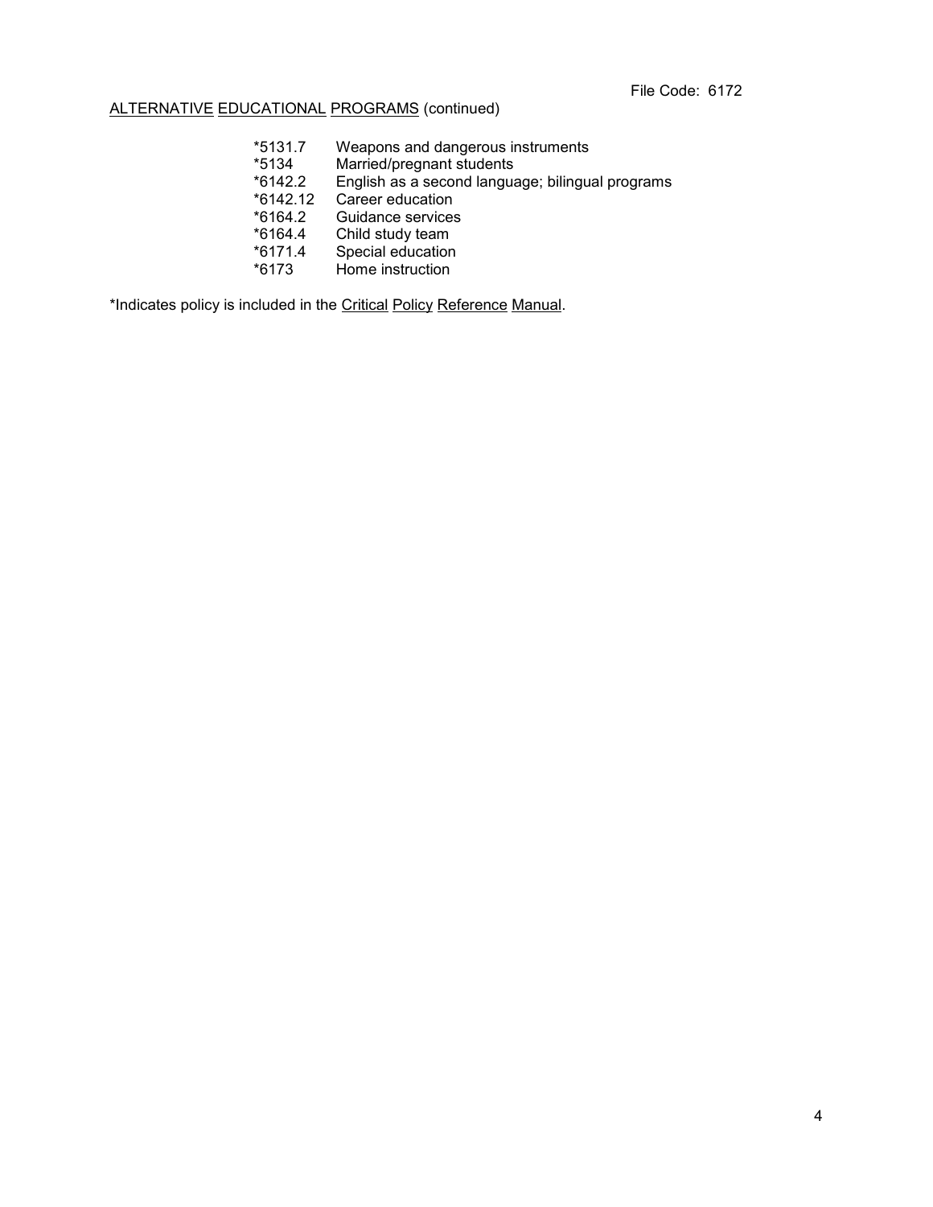ALTERNATIVE EDUCATIONAL PROGRAMS (continued)

| | |
|---|---|
| *5131.7 | Weapons and dangerous instruments |
| *5134 | Married/pregnant students |
| *6142.2 | English as a second language; bilingual programs |
| *6142.12 | Career education |
| *6164.2 | Guidance services |
| *6164.4 | Child study team |
| *6171.4 | Special education |
| *6173 | Home instruction |

*Indicates policy is included in the Critical Policy Reference Manual.